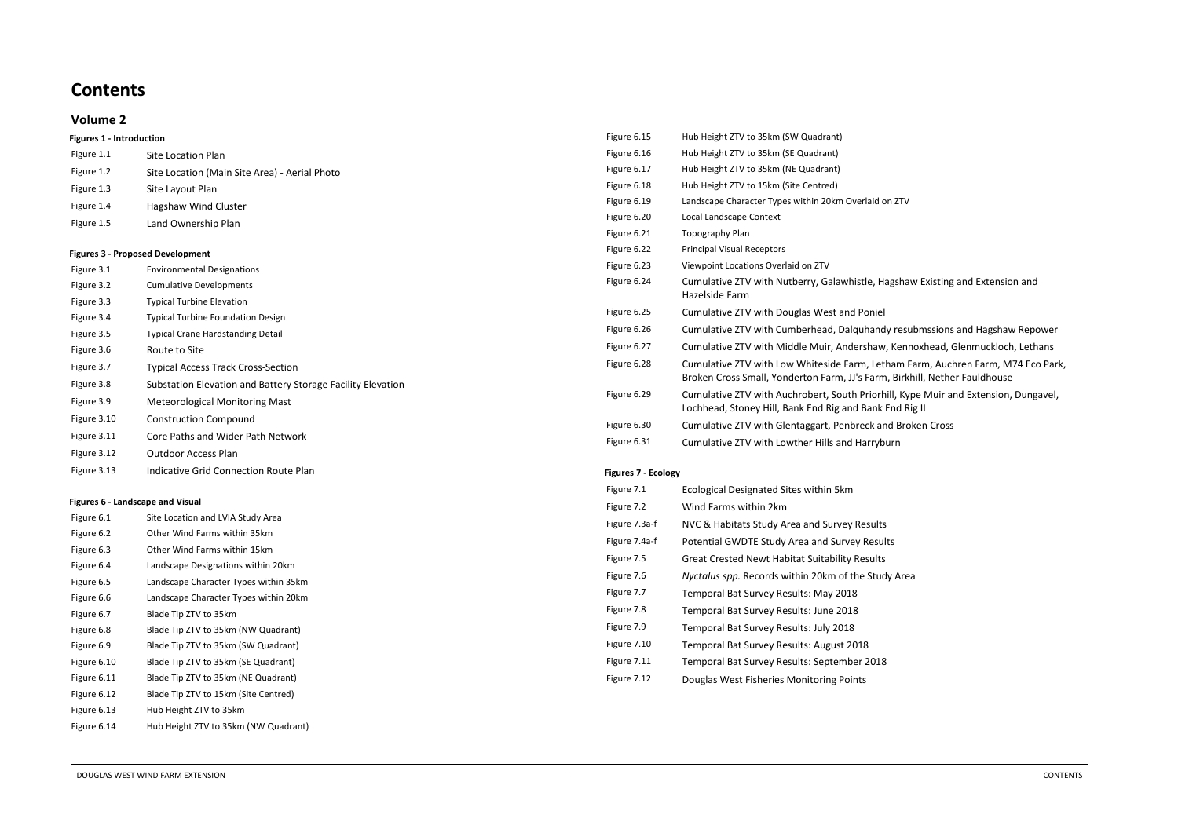# Contents

## Volume 2

**Figures 1 - Introduction**

| | |
|---|---|
| Figure 1.1 | Site Location Plan |
| Figure 1.2 | Site Location (Main Site Area) - Aerial Photo |
| Figure 1.3 | Site Layout Plan |
| Figure 1.4 | Hagshaw Wind Cluster |
| Figure 1.5 | Land Ownership Plan |

**Figures 3 - Proposed Development**

| | |
|---|---|
| Figure 3.1 | Environmental Designations |
| Figure 3.2 | Cumulative Developments |
| Figure 3.3 | Typical Turbine Elevation |
| Figure 3.4 | Typical Turbine Foundation Design |
| Figure 3.5 | Typical Crane Hardstanding Detail |
| Figure 3.6 | Route to Site |
| Figure 3.7 | Typical Access Track Cross-Section |
| Figure 3.8 | Substation Elevation and Battery Storage Facility Elevation |
| Figure 3.9 | Meteorological Monitoring Mast |
| Figure 3.10 | Construction Compound |
| Figure 3.11 | Core Paths and Wider Path Network |
| Figure 3.12 | Outdoor Access Plan |
| Figure 3.13 | Indicative Grid Connection Route Plan |

**Figures 6 - Landscape and Visual**

| | |
|---|---|
| Figure 6.1 | Site Location and LVIA Study Area |
| Figure 6.2 | Other Wind Farms within 35km |
| Figure 6.3 | Other Wind Farms within 15km |
| Figure 6.4 | Landscape Designations within 20km |
| Figure 6.5 | Landscape Character Types within 35km |
| Figure 6.6 | Landscape Character Types within 20km |
| Figure 6.7 | Blade Tip ZTV to 35km |
| Figure 6.8 | Blade Tip ZTV to 35km (NW Quadrant) |
| Figure 6.9 | Blade Tip ZTV to 35km (SW Quadrant) |
| Figure 6.10 | Blade Tip ZTV to 35km (SE Quadrant) |
| Figure 6.11 | Blade Tip ZTV to 35km (NE Quadrant) |
| Figure 6.12 | Blade Tip ZTV to 15km (Site Centred) |
| Figure 6.13 | Hub Height ZTV to 35km |
| Figure 6.14 | Hub Height ZTV to 35km (NW Quadrant) |
| Figure 6.15 | Hub Height ZTV to 35km (SW Quadrant) |
| Figure 6.16 | Hub Height ZTV to 35km (SE Quadrant) |
| Figure 6.17 | Hub Height ZTV to 35km (NE Quadrant) |
| Figure 6.18 | Hub Height ZTV to 15km (Site Centred) |
| Figure 6.19 | Landscape Character Types within 20km Overlaid on ZTV |
| Figure 6.20 | Local Landscape Context |
| Figure 6.21 | Topography Plan |
| Figure 6.22 | Principal Visual Receptors |
| Figure 6.23 | Viewpoint Locations Overlaid on ZTV |
| Figure 6.24 | Cumulative ZTV with Nutberry, Galawhistle, Hagshaw Existing and Extension and Hazelside Farm |
| Figure 6.25 | Cumulative ZTV with Douglas West and Poniel |
| Figure 6.26 | Cumulative ZTV with Cumberhead, Dalquhandy resubmssions and Hagshaw Repower |
| Figure 6.27 | Cumulative ZTV with Middle Muir, Andershaw, Kennoxhead, Glenmuckloch, Lethans |
| Figure 6.28 | Cumulative ZTV with Low Whiteside Farm, Letham Farm, Auchren Farm, M74 Eco Park, Broken Cross Small, Yonderton Farm, JJ's Farm, Birkhill, Nether Fauldhouse |
| Figure 6.29 | Cumulative ZTV with Auchrobert, South Priorhill, Kype Muir and Extension, Dungavel, Lochhead, Stoney Hill, Bank End Rig and Bank End Rig II |
| Figure 6.30 | Cumulative ZTV with Glentaggart, Penbreck and Broken Cross |
| Figure 6.31 | Cumulative ZTV with Lowther Hills and Harryburn |

**Figures 7 - Ecology**

| | |
|---|---|
| Figure 7.1 | Ecological Designated Sites within 5km |
| Figure 7.2 | Wind Farms within 2km |
| Figure 7.3a-f | NVC & Habitats Study Area and Survey Results |
| Figure 7.4a-f | Potential GWDTE Study Area and Survey Results |
| Figure 7.5 | Great Crested Newt Habitat Suitability Results |
| Figure 7.6 | *Nyctalus spp.* Records within 20km of the Study Area |
| Figure 7.7 | Temporal Bat Survey Results: May 2018 |
| Figure 7.8 | Temporal Bat Survey Results: June 2018 |
| Figure 7.9 | Temporal Bat Survey Results: July 2018 |
| Figure 7.10 | Temporal Bat Survey Results: August 2018 |
| Figure 7.11 | Temporal Bat Survey Results: September 2018 |
| Figure 7.12 | Douglas West Fisheries Monitoring Points |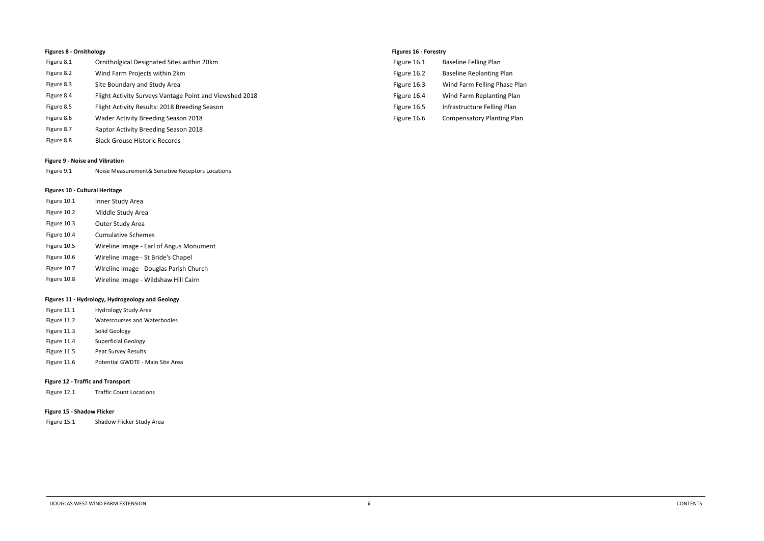**Figures 8 - Ornithology**

| | |
|---|---|
| Figure 8.1 | Ornitholgical Designated Sites within 20km |
| Figure 8.2 | Wind Farm Projects within 2km |
| Figure 8.3 | Site Boundary and Study Area |
| Figure 8.4 | Flight Activity Surveys Vantage Point and Viewshed 2018 |
| Figure 8.5 | Flight Activity Results: 2018 Breeding Season |
| Figure 8.6 | Wader Activity Breeding Season 2018 |
| Figure 8.7 | Raptor Activity Breeding Season 2018 |
| Figure 8.8 | Black Grouse Historic Records |

**Figure 9 - Noise and Vibration**

| | |
|---|---|
| Figure 9.1 | Noise Measurement& Sensitive Receptors Locations |

**Figures 10 - Cultural Heritage**

| | |
|---|---|
| Figure 10.1 | Inner Study Area |
| Figure 10.2 | Middle Study Area |
| Figure 10.3 | Outer Study Area |
| Figure 10.4 | Cumulative Schemes |
| Figure 10.5 | Wireline Image - Earl of Angus Monument |
| Figure 10.6 | Wireline Image - St Bride's Chapel |
| Figure 10.7 | Wireline Image - Douglas Parish Church |
| Figure 10.8 | Wireline Image - Wildshaw Hill Cairn |

**Figures 11 - Hydrology, Hydrogeology and Geology**

| | |
|---|---|
| Figure 11.1 | Hydrology Study Area |
| Figure 11.2 | Watercourses and Waterbodies |
| Figure 11.3 | Solid Geology |
| Figure 11.4 | Superficial Geology |
| Figure 11.5 | Peat Survey Results |
| Figure 11.6 | Potential GWDTE - Main Site Area |

**Figure 12 - Traffic and Transport**

| | |
|---|---|
| Figure 12.1 | Traffic Count Locations |

**Figure 15 - Shadow Flicker**

| | |
|---|---|
| Figure 15.1 | Shadow Flicker Study Area |

**Figures 16 - Forestry**

| | |
|---|---|
| Figure 16.1 | Baseline Felling Plan |
| Figure 16.2 | Baseline Replanting Plan |
| Figure 16.3 | Wind Farm Felling Phase Plan |
| Figure 16.4 | Wind Farm Replanting Plan |
| Figure 16.5 | Infrastructure Felling Plan |
| Figure 16.6 | Compensatory Planting Plan |